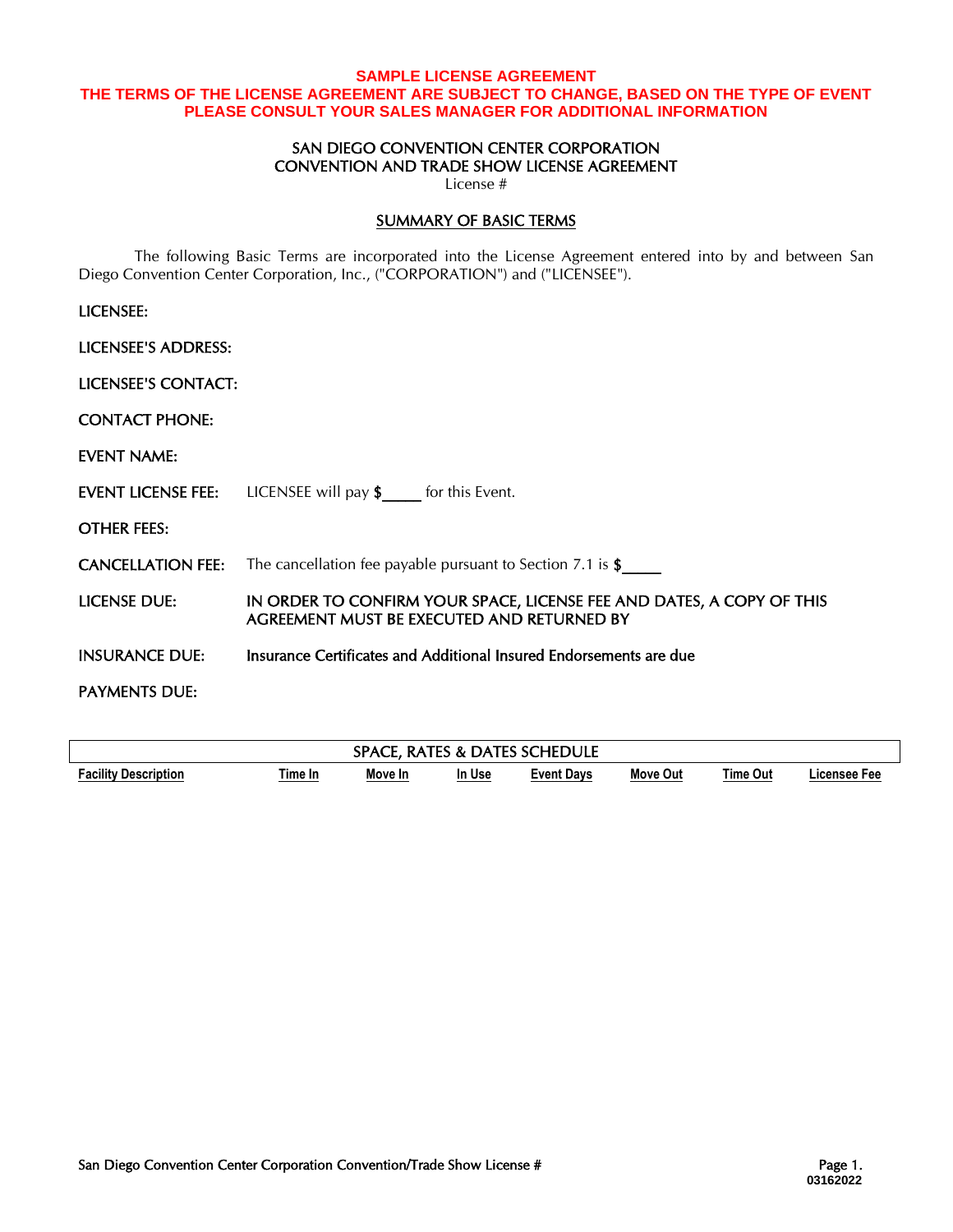**SAMPLE LICENSE AGREEMENT**
**THE TERMS OF THE LICENSE AGREEMENT ARE SUBJECT TO CHANGE, BASED ON THE TYPE OF EVENT**
**PLEASE CONSULT YOUR SALES MANAGER FOR ADDITIONAL INFORMATION**

# SAN DIEGO CONVENTION CENTER CORPORATION
# CONVENTION AND TRADE SHOW LICENSE AGREEMENT

License #

## SUMMARY OF BASIC TERMS

The following Basic Terms are incorporated into the License Agreement entered into by and between San Diego Convention Center Corporation, Inc., ("CORPORATION") and ("LICENSEE").

LICENSEE:

LICENSEE'S ADDRESS:

LICENSEE'S CONTACT:

CONTACT PHONE:

EVENT NAME:

EVENT LICENSE FEE: LICENSEE will pay **$_____** for this Event.

OTHER FEES:

CANCELLATION FEE: The cancellation fee payable pursuant to Section 7.1 is **$_____**

LICENSE DUE: IN ORDER TO CONFIRM YOUR SPACE, LICENSE FEE AND DATES, A COPY OF THIS AGREEMENT MUST BE EXECUTED AND RETURNED BY

INSURANCE DUE: Insurance Certificates and Additional Insured Endorsements are due

PAYMENTS DUE:

| SPACE, RATES & DATES SCHEDULE | | | | | | | |
|---|---|---|---|---|---|---|---|
| **Facility Description** | **Time In** | **Move In** | **In Use** | **Event Days** | **Move Out** | **Time Out** | **Licensee Fee** |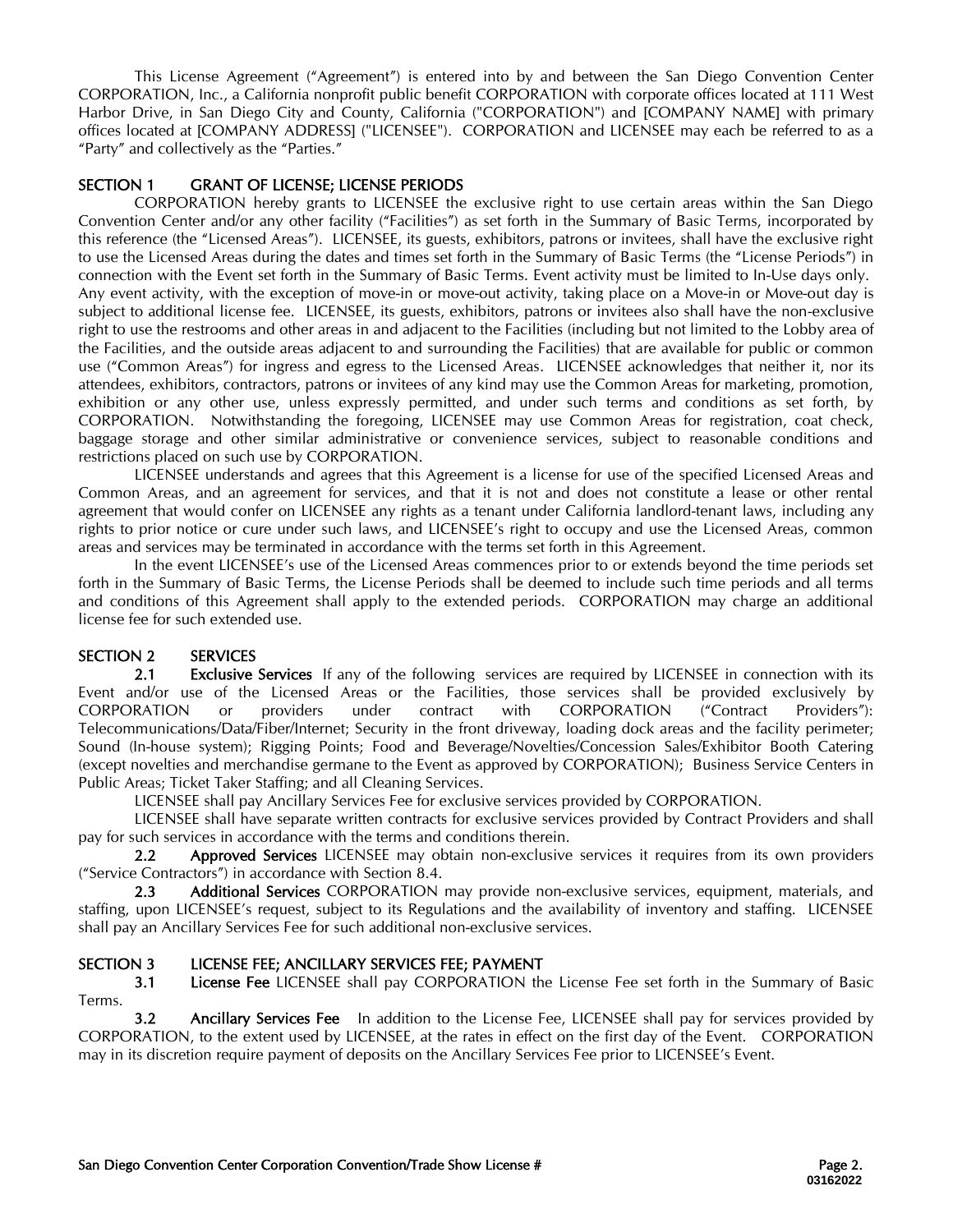This License Agreement (“Agreement”) is entered into by and between the San Diego Convention Center CORPORATION, Inc., a California nonprofit public benefit CORPORATION with corporate offices located at 111 West Harbor Drive, in San Diego City and County, California ("CORPORATION") and [COMPANY NAME] with primary offices located at [COMPANY ADDRESS] ("LICENSEE"). CORPORATION and LICENSEE may each be referred to as a “Party” and collectively as the “Parties.”

## SECTION 1 GRANT OF LICENSE; LICENSE PERIODS

CORPORATION hereby grants to LICENSEE the exclusive right to use certain areas within the San Diego Convention Center and/or any other facility (“Facilities”) as set forth in the Summary of Basic Terms, incorporated by this reference (the “Licensed Areas”). LICENSEE, its guests, exhibitors, patrons or invitees, shall have the exclusive right to use the Licensed Areas during the dates and times set forth in the Summary of Basic Terms (the “License Periods”) in connection with the Event set forth in the Summary of Basic Terms. Event activity must be limited to In-Use days only. Any event activity, with the exception of move-in or move-out activity, taking place on a Move-in or Move-out day is subject to additional license fee. LICENSEE, its guests, exhibitors, patrons or invitees also shall have the non-exclusive right to use the restrooms and other areas in and adjacent to the Facilities (including but not limited to the Lobby area of the Facilities, and the outside areas adjacent to and surrounding the Facilities) that are available for public or common use (“Common Areas”) for ingress and egress to the Licensed Areas. LICENSEE acknowledges that neither it, nor its attendees, exhibitors, contractors, patrons or invitees of any kind may use the Common Areas for marketing, promotion, exhibition or any other use, unless expressly permitted, and under such terms and conditions as set forth, by CORPORATION. Notwithstanding the foregoing, LICENSEE may use Common Areas for registration, coat check, baggage storage and other similar administrative or convenience services, subject to reasonable conditions and restrictions placed on such use by CORPORATION.

LICENSEE understands and agrees that this Agreement is a license for use of the specified Licensed Areas and Common Areas, and an agreement for services, and that it is not and does not constitute a lease or other rental agreement that would confer on LICENSEE any rights as a tenant under California landlord-tenant laws, including any rights to prior notice or cure under such laws, and LICENSEE’s right to occupy and use the Licensed Areas, common areas and services may be terminated in accordance with the terms set forth in this Agreement.

In the event LICENSEE’s use of the Licensed Areas commences prior to or extends beyond the time periods set forth in the Summary of Basic Terms, the License Periods shall be deemed to include such time periods and all terms and conditions of this Agreement shall apply to the extended periods. CORPORATION may charge an additional license fee for such extended use.

## SECTION 2 SERVICES

**2.1 Exclusive Services** If any of the following services are required by LICENSEE in connection with its Event and/or use of the Licensed Areas or the Facilities, those services shall be provided exclusively by CORPORATION or providers under contract with CORPORATION (“Contract Providers”): Telecommunications/Data/Fiber/Internet; Security in the front driveway, loading dock areas and the facility perimeter; Sound (In-house system); Rigging Points; Food and Beverage/Novelties/Concession Sales/Exhibitor Booth Catering (except novelties and merchandise germane to the Event as approved by CORPORATION); Business Service Centers in Public Areas; Ticket Taker Staffing; and all Cleaning Services.

LICENSEE shall pay Ancillary Services Fee for exclusive services provided by CORPORATION.

LICENSEE shall have separate written contracts for exclusive services provided by Contract Providers and shall pay for such services in accordance with the terms and conditions therein.

**2.2 Approved Services** LICENSEE may obtain non-exclusive services it requires from its own providers (“Service Contractors”) in accordance with Section 8.4.

**2.3 Additional Services** CORPORATION may provide non-exclusive services, equipment, materials, and staffing, upon LICENSEE’s request, subject to its Regulations and the availability of inventory and staffing. LICENSEE shall pay an Ancillary Services Fee for such additional non-exclusive services.

## SECTION 3 LICENSE FEE; ANCILLARY SERVICES FEE; PAYMENT

**3.1 License Fee** LICENSEE shall pay CORPORATION the License Fee set forth in the Summary of Basic Terms.

**3.2 Ancillary Services Fee** In addition to the License Fee, LICENSEE shall pay for services provided by CORPORATION, to the extent used by LICENSEE, at the rates in effect on the first day of the Event. CORPORATION may in its discretion require payment of deposits on the Ancillary Services Fee prior to LICENSEE’s Event.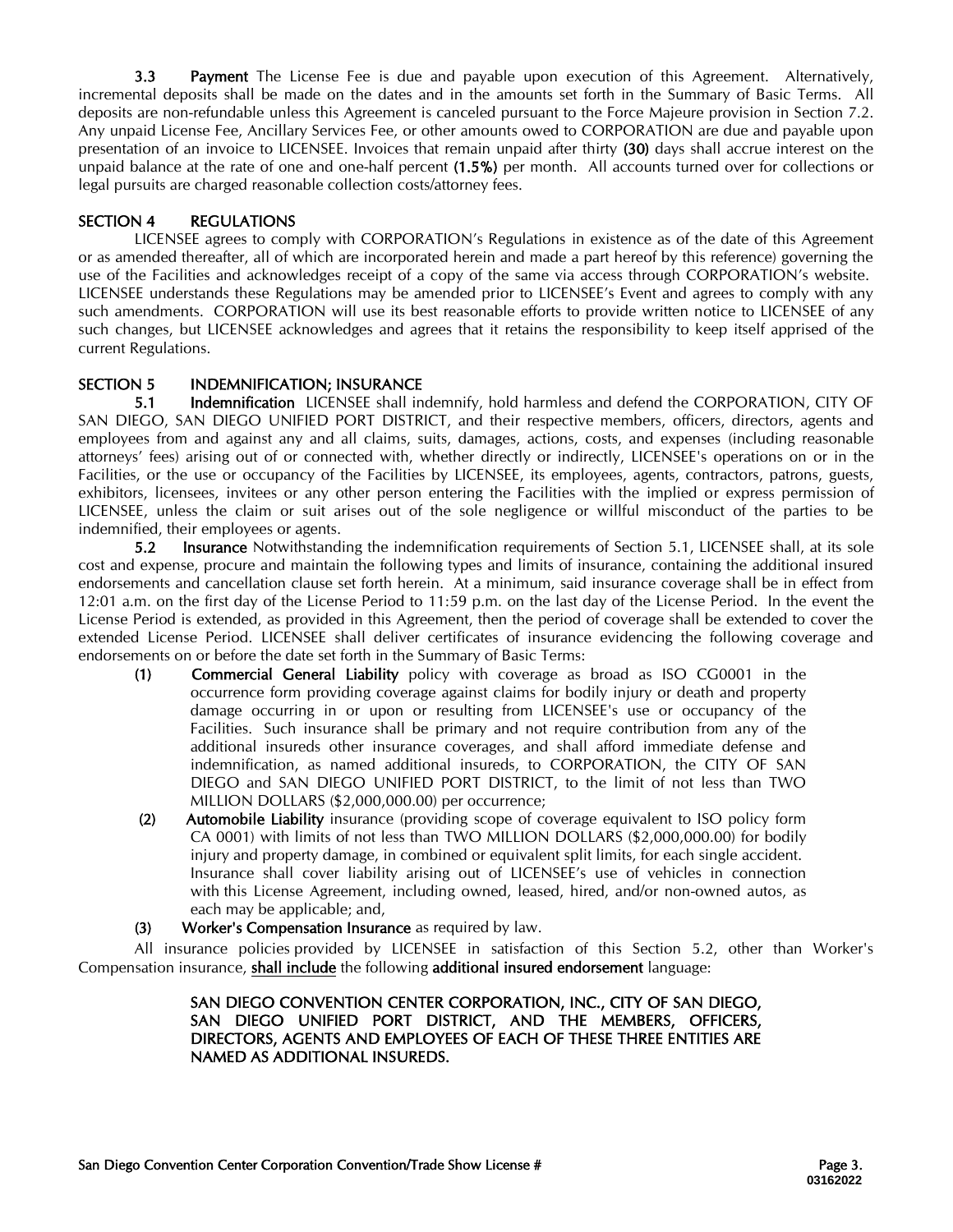**3.3 Payment** The License Fee is due and payable upon execution of this Agreement. Alternatively, incremental deposits shall be made on the dates and in the amounts set forth in the Summary of Basic Terms. All deposits are non-refundable unless this Agreement is canceled pursuant to the Force Majeure provision in Section 7.2. Any unpaid License Fee, Ancillary Services Fee, or other amounts owed to CORPORATION are due and payable upon presentation of an invoice to LICENSEE. Invoices that remain unpaid after thirty **(30)** days shall accrue interest on the unpaid balance at the rate of one and one-half percent **(1.5%)** per month. All accounts turned over for collections or legal pursuits are charged reasonable collection costs/attorney fees.

## SECTION 4 REGULATIONS

LICENSEE agrees to comply with CORPORATION's Regulations in existence as of the date of this Agreement or as amended thereafter, all of which are incorporated herein and made a part hereof by this reference) governing the use of the Facilities and acknowledges receipt of a copy of the same via access through CORPORATION's website. LICENSEE understands these Regulations may be amended prior to LICENSEE's Event and agrees to comply with any such amendments. CORPORATION will use its best reasonable efforts to provide written notice to LICENSEE of any such changes, but LICENSEE acknowledges and agrees that it retains the responsibility to keep itself apprised of the current Regulations.

## SECTION 5 INDEMNIFICATION; INSURANCE

**5.1 Indemnification** LICENSEE shall indemnify, hold harmless and defend the CORPORATION, CITY OF SAN DIEGO, SAN DIEGO UNIFIED PORT DISTRICT, and their respective members, officers, directors, agents and employees from and against any and all claims, suits, damages, actions, costs, and expenses (including reasonable attorneys' fees) arising out of or connected with, whether directly or indirectly, LICENSEE's operations on or in the Facilities, or the use or occupancy of the Facilities by LICENSEE, its employees, agents, contractors, patrons, guests, exhibitors, licensees, invitees or any other person entering the Facilities with the implied or express permission of LICENSEE, unless the claim or suit arises out of the sole negligence or willful misconduct of the parties to be indemnified, their employees or agents.

**5.2 Insurance** Notwithstanding the indemnification requirements of Section 5.1, LICENSEE shall, at its sole cost and expense, procure and maintain the following types and limits of insurance, containing the additional insured endorsements and cancellation clause set forth herein. At a minimum, said insurance coverage shall be in effect from 12:01 a.m. on the first day of the License Period to 11:59 p.m. on the last day of the License Period. In the event the License Period is extended, as provided in this Agreement, then the period of coverage shall be extended to cover the extended License Period. LICENSEE shall deliver certificates of insurance evidencing the following coverage and endorsements on or before the date set forth in the Summary of Basic Terms:

**(1) Commercial General Liability** policy with coverage as broad as ISO CG0001 in the occurrence form providing coverage against claims for bodily injury or death and property damage occurring in or upon or resulting from LICENSEE's use or occupancy of the Facilities. Such insurance shall be primary and not require contribution from any of the additional insureds other insurance coverages, and shall afford immediate defense and indemnification, as named additional insureds, to CORPORATION, the CITY OF SAN DIEGO and SAN DIEGO UNIFIED PORT DISTRICT, to the limit of not less than TWO MILLION DOLLARS ($2,000,000.00) per occurrence;

**(2) Automobile Liability** insurance (providing scope of coverage equivalent to ISO policy form CA 0001) with limits of not less than TWO MILLION DOLLARS ($2,000,000.00) for bodily injury and property damage, in combined or equivalent split limits, for each single accident. Insurance shall cover liability arising out of LICENSEE's use of vehicles in connection with this License Agreement, including owned, leased, hired, and/or non-owned autos, as each may be applicable; and,

**(3) Worker's Compensation Insurance** as required by law.

All insurance policies provided by LICENSEE in satisfaction of this Section 5.2, other than Worker's Compensation insurance, **shall include** the following **additional insured endorsement** language:

> SAN DIEGO CONVENTION CENTER CORPORATION, INC., CITY OF SAN DIEGO, SAN DIEGO UNIFIED PORT DISTRICT, AND THE MEMBERS, OFFICERS, DIRECTORS, AGENTS AND EMPLOYEES OF EACH OF THESE THREE ENTITIES ARE NAMED AS ADDITIONAL INSUREDS.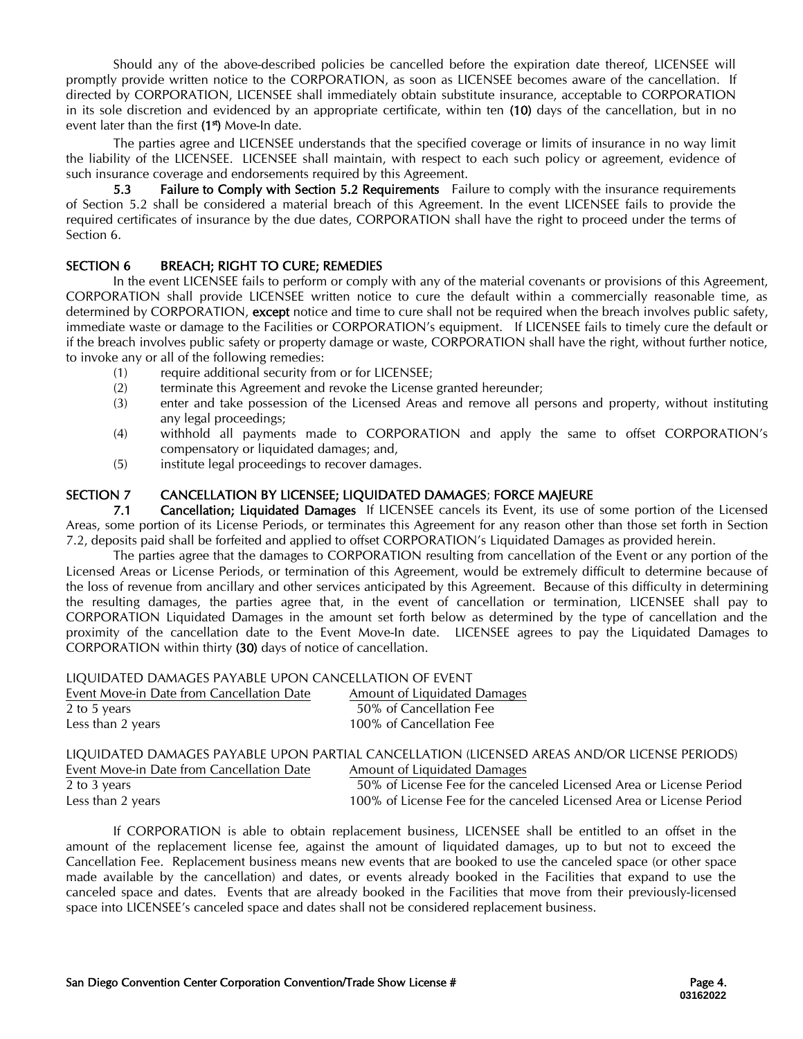Should any of the above-described policies be cancelled before the expiration date thereof, LICENSEE will promptly provide written notice to the CORPORATION, as soon as LICENSEE becomes aware of the cancellation. If directed by CORPORATION, LICENSEE shall immediately obtain substitute insurance, acceptable to CORPORATION in its sole discretion and evidenced by an appropriate certificate, within ten **(10)** days of the cancellation, but in no event later than the first **(1st)** Move-In date.

The parties agree and LICENSEE understands that the specified coverage or limits of insurance in no way limit the liability of the LICENSEE. LICENSEE shall maintain, with respect to each such policy or agreement, evidence of such insurance coverage and endorsements required by this Agreement.

**5.3 Failure to Comply with Section 5.2 Requirements** Failure to comply with the insurance requirements of Section 5.2 shall be considered a material breach of this Agreement. In the event LICENSEE fails to provide the required certificates of insurance by the due dates, CORPORATION shall have the right to proceed under the terms of Section 6.

## SECTION 6 BREACH; RIGHT TO CURE; REMEDIES

In the event LICENSEE fails to perform or comply with any of the material covenants or provisions of this Agreement, CORPORATION shall provide LICENSEE written notice to cure the default within a commercially reasonable time, as determined by CORPORATION, **except** notice and time to cure shall not be required when the breach involves public safety, immediate waste or damage to the Facilities or CORPORATION's equipment. If LICENSEE fails to timely cure the default or if the breach involves public safety or property damage or waste, CORPORATION shall have the right, without further notice, to invoke any or all of the following remedies:

(1) require additional security from or for LICENSEE;

(2) terminate this Agreement and revoke the License granted hereunder;

(3) enter and take possession of the Licensed Areas and remove all persons and property, without instituting any legal proceedings;

(4) withhold all payments made to CORPORATION and apply the same to offset CORPORATION's compensatory or liquidated damages; and,

(5) institute legal proceedings to recover damages.

## SECTION 7 CANCELLATION BY LICENSEE; LIQUIDATED DAMAGES; FORCE MAJEURE

**7.1 Cancellation; Liquidated Damages** If LICENSEE cancels its Event, its use of some portion of the Licensed Areas, some portion of its License Periods, or terminates this Agreement for any reason other than those set forth in Section 7.2, deposits paid shall be forfeited and applied to offset CORPORATION's Liquidated Damages as provided herein.

The parties agree that the damages to CORPORATION resulting from cancellation of the Event or any portion of the Licensed Areas or License Periods, or termination of this Agreement, would be extremely difficult to determine because of the loss of revenue from ancillary and other services anticipated by this Agreement. Because of this difficulty in determining the resulting damages, the parties agree that, in the event of cancellation or termination, LICENSEE shall pay to CORPORATION Liquidated Damages in the amount set forth below as determined by the type of cancellation and the proximity of the cancellation date to the Event Move-In date. LICENSEE agrees to pay the Liquidated Damages to CORPORATION within thirty **(30)** days of notice of cancellation.

LIQUIDATED DAMAGES PAYABLE UPON CANCELLATION OF EVENT

| Event Move-in Date from Cancellation Date | Amount of Liquidated Damages |
|---|---|
| 2 to 5 years | 50% of Cancellation Fee |
| Less than 2 years | 100% of Cancellation Fee |

LIQUIDATED DAMAGES PAYABLE UPON PARTIAL CANCELLATION (LICENSED AREAS AND/OR LICENSE PERIODS)

| Event Move-in Date from Cancellation Date | Amount of Liquidated Damages |
|---|---|
| 2 to 3 years | 50% of License Fee for the canceled Licensed Area or License Period |
| Less than 2 years | 100% of License Fee for the canceled Licensed Area or License Period |

If CORPORATION is able to obtain replacement business, LICENSEE shall be entitled to an offset in the amount of the replacement license fee, against the amount of liquidated damages, up to but not to exceed the Cancellation Fee. Replacement business means new events that are booked to use the canceled space (or other space made available by the cancellation) and dates, or events already booked in the Facilities that expand to use the canceled space and dates. Events that are already booked in the Facilities that move from their previously-licensed space into LICENSEE's canceled space and dates shall not be considered replacement business.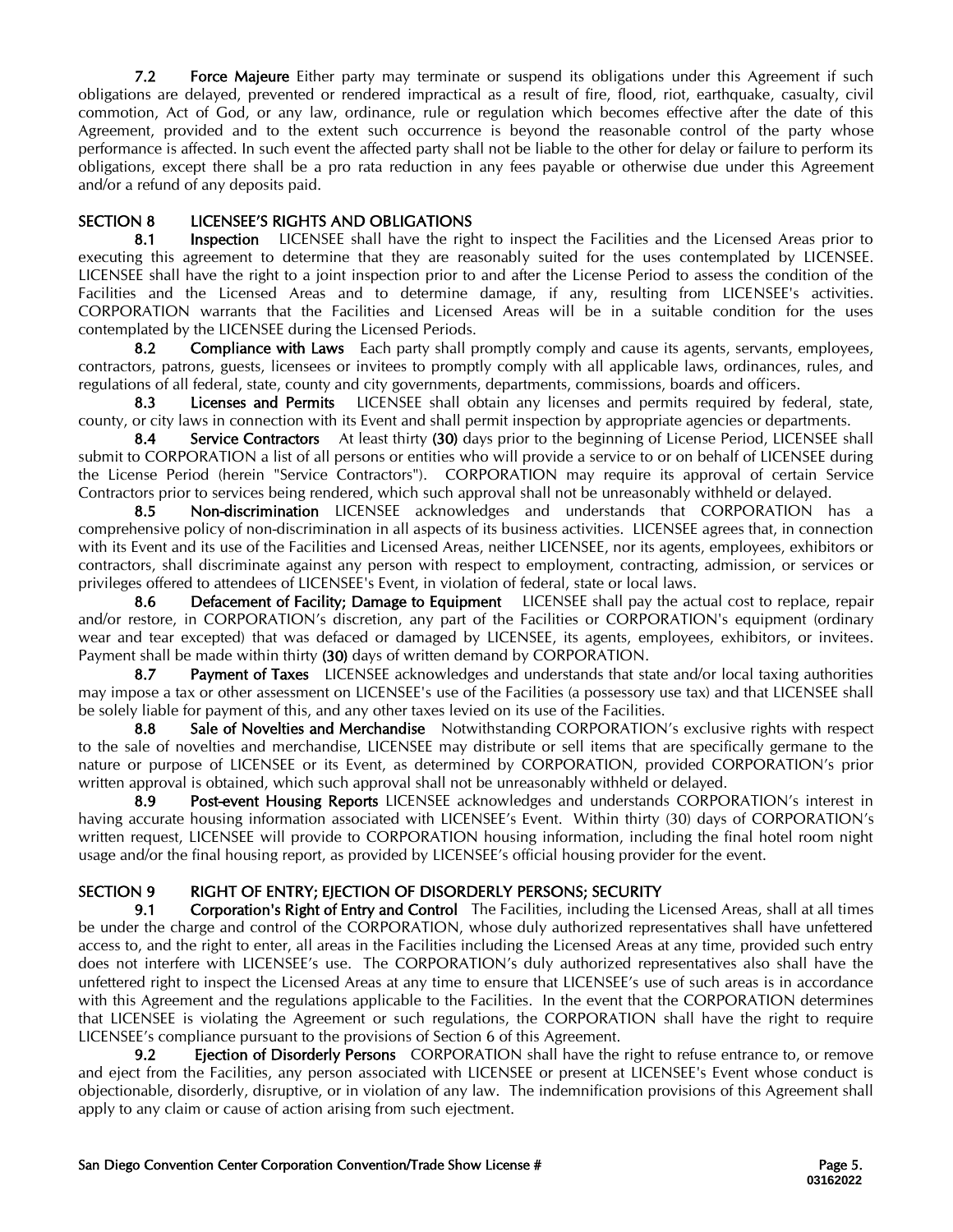**7.2 Force Majeure** Either party may terminate or suspend its obligations under this Agreement if such obligations are delayed, prevented or rendered impractical as a result of fire, flood, riot, earthquake, casualty, civil commotion, Act of God, or any law, ordinance, rule or regulation which becomes effective after the date of this Agreement, provided and to the extent such occurrence is beyond the reasonable control of the party whose performance is affected. In such event the affected party shall not be liable to the other for delay or failure to perform its obligations, except there shall be a pro rata reduction in any fees payable or otherwise due under this Agreement and/or a refund of any deposits paid.

## SECTION 8 LICENSEE'S RIGHTS AND OBLIGATIONS

**8.1 Inspection** LICENSEE shall have the right to inspect the Facilities and the Licensed Areas prior to executing this agreement to determine that they are reasonably suited for the uses contemplated by LICENSEE. LICENSEE shall have the right to a joint inspection prior to and after the License Period to assess the condition of the Facilities and the Licensed Areas and to determine damage, if any, resulting from LICENSEE's activities. CORPORATION warrants that the Facilities and Licensed Areas will be in a suitable condition for the uses contemplated by the LICENSEE during the Licensed Periods.

**8.2 Compliance with Laws** Each party shall promptly comply and cause its agents, servants, employees, contractors, patrons, guests, licensees or invitees to promptly comply with all applicable laws, ordinances, rules, and regulations of all federal, state, county and city governments, departments, commissions, boards and officers.

**8.3 Licenses and Permits** LICENSEE shall obtain any licenses and permits required by federal, state, county, or city laws in connection with its Event and shall permit inspection by appropriate agencies or departments.

**8.4 Service Contractors** At least thirty **(30)** days prior to the beginning of License Period, LICENSEE shall submit to CORPORATION a list of all persons or entities who will provide a service to or on behalf of LICENSEE during the License Period (herein "Service Contractors"). CORPORATION may require its approval of certain Service Contractors prior to services being rendered, which such approval shall not be unreasonably withheld or delayed.

**8.5 Non-discrimination** LICENSEE acknowledges and understands that CORPORATION has a comprehensive policy of non-discrimination in all aspects of its business activities. LICENSEE agrees that, in connection with its Event and its use of the Facilities and Licensed Areas, neither LICENSEE, nor its agents, employees, exhibitors or contractors, shall discriminate against any person with respect to employment, contracting, admission, or services or privileges offered to attendees of LICENSEE's Event, in violation of federal, state or local laws.

**8.6 Defacement of Facility; Damage to Equipment** LICENSEE shall pay the actual cost to replace, repair and/or restore, in CORPORATION's discretion, any part of the Facilities or CORPORATION's equipment (ordinary wear and tear excepted) that was defaced or damaged by LICENSEE, its agents, employees, exhibitors, or invitees. Payment shall be made within thirty **(30)** days of written demand by CORPORATION.

**8.7 Payment of Taxes** LICENSEE acknowledges and understands that state and/or local taxing authorities may impose a tax or other assessment on LICENSEE's use of the Facilities (a possessory use tax) and that LICENSEE shall be solely liable for payment of this, and any other taxes levied on its use of the Facilities.

**8.8 Sale of Novelties and Merchandise** Notwithstanding CORPORATION's exclusive rights with respect to the sale of novelties and merchandise, LICENSEE may distribute or sell items that are specifically germane to the nature or purpose of LICENSEE or its Event, as determined by CORPORATION, provided CORPORATION's prior written approval is obtained, which such approval shall not be unreasonably withheld or delayed.

**8.9 Post-event Housing Reports** LICENSEE acknowledges and understands CORPORATION's interest in having accurate housing information associated with LICENSEE's Event. Within thirty (30) days of CORPORATION's written request, LICENSEE will provide to CORPORATION housing information, including the final hotel room night usage and/or the final housing report, as provided by LICENSEE's official housing provider for the event.

## SECTION 9 RIGHT OF ENTRY; EJECTION OF DISORDERLY PERSONS; SECURITY

**9.1 Corporation's Right of Entry and Control** The Facilities, including the Licensed Areas, shall at all times be under the charge and control of the CORPORATION, whose duly authorized representatives shall have unfettered access to, and the right to enter, all areas in the Facilities including the Licensed Areas at any time, provided such entry does not interfere with LICENSEE's use. The CORPORATION's duly authorized representatives also shall have the unfettered right to inspect the Licensed Areas at any time to ensure that LICENSEE's use of such areas is in accordance with this Agreement and the regulations applicable to the Facilities. In the event that the CORPORATION determines that LICENSEE is violating the Agreement or such regulations, the CORPORATION shall have the right to require LICENSEE's compliance pursuant to the provisions of Section 6 of this Agreement.

**9.2 Ejection of Disorderly Persons** CORPORATION shall have the right to refuse entrance to, or remove and eject from the Facilities, any person associated with LICENSEE or present at LICENSEE's Event whose conduct is objectionable, disorderly, disruptive, or in violation of any law. The indemnification provisions of this Agreement shall apply to any claim or cause of action arising from such ejectment.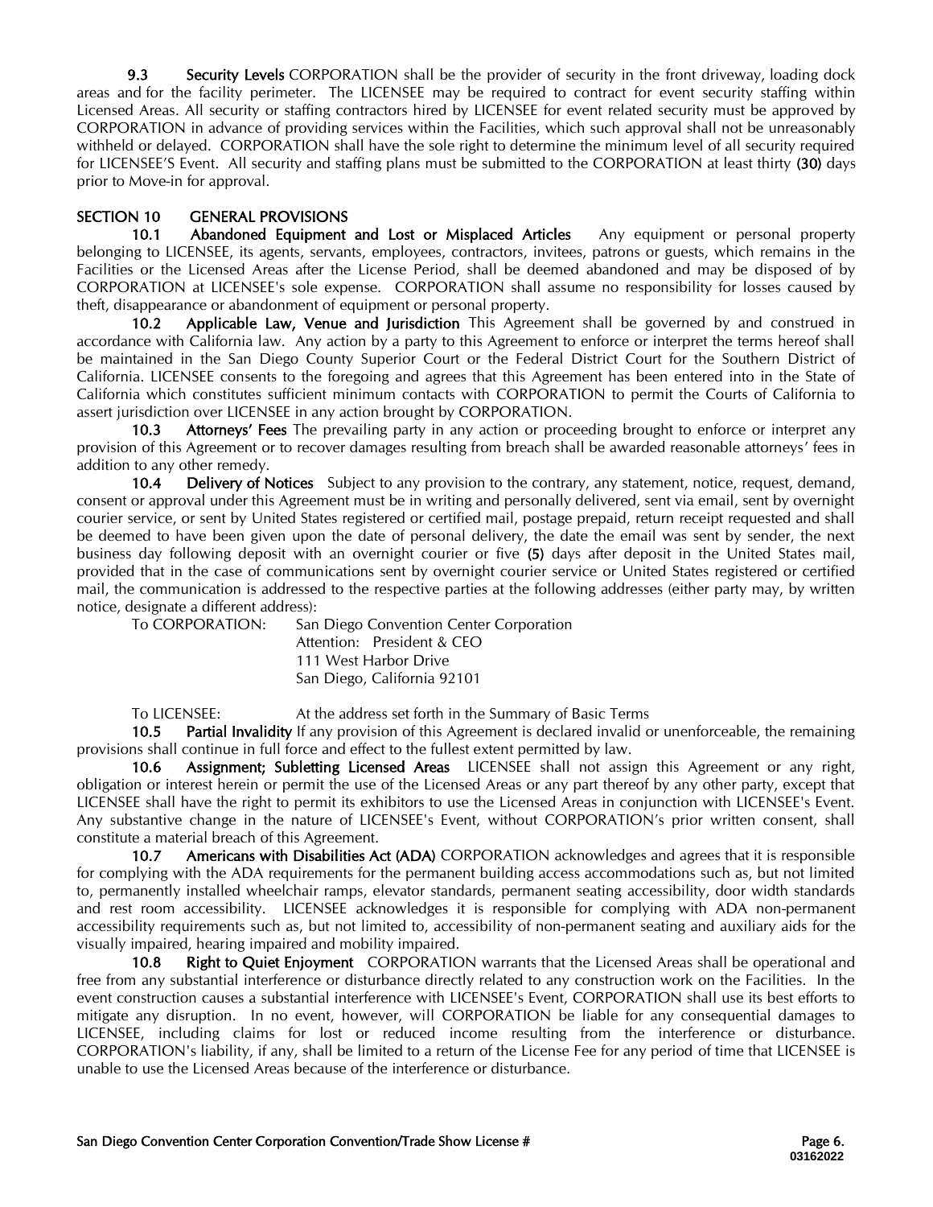**9.3 Security Levels** CORPORATION shall be the provider of security in the front driveway, loading dock areas and for the facility perimeter. The LICENSEE may be required to contract for event security staffing within Licensed Areas. All security or staffing contractors hired by LICENSEE for event related security must be approved by CORPORATION in advance of providing services within the Facilities, which such approval shall not be unreasonably withheld or delayed. CORPORATION shall have the sole right to determine the minimum level of all security required for LICENSEE'S Event. All security and staffing plans must be submitted to the CORPORATION at least thirty **(30)** days prior to Move-in for approval.

## SECTION 10 GENERAL PROVISIONS

**10.1 Abandoned Equipment and Lost or Misplaced Articles** Any equipment or personal property belonging to LICENSEE, its agents, servants, employees, contractors, invitees, patrons or guests, which remains in the Facilities or the Licensed Areas after the License Period, shall be deemed abandoned and may be disposed of by CORPORATION at LICENSEE's sole expense. CORPORATION shall assume no responsibility for losses caused by theft, disappearance or abandonment of equipment or personal property.

**10.2 Applicable Law, Venue and Jurisdiction** This Agreement shall be governed by and construed in accordance with California law. Any action by a party to this Agreement to enforce or interpret the terms hereof shall be maintained in the San Diego County Superior Court or the Federal District Court for the Southern District of California. LICENSEE consents to the foregoing and agrees that this Agreement has been entered into in the State of California which constitutes sufficient minimum contacts with CORPORATION to permit the Courts of California to assert jurisdiction over LICENSEE in any action brought by CORPORATION.

**10.3 Attorneys' Fees** The prevailing party in any action or proceeding brought to enforce or interpret any provision of this Agreement or to recover damages resulting from breach shall be awarded reasonable attorneys' fees in addition to any other remedy.

**10.4 Delivery of Notices** Subject to any provision to the contrary, any statement, notice, request, demand, consent or approval under this Agreement must be in writing and personally delivered, sent via email, sent by overnight courier service, or sent by United States registered or certified mail, postage prepaid, return receipt requested and shall be deemed to have been given upon the date of personal delivery, the date the email was sent by sender, the next business day following deposit with an overnight courier or five **(5)** days after deposit in the United States mail, provided that in the case of communications sent by overnight courier service or United States registered or certified mail, the communication is addressed to the respective parties at the following addresses (either party may, by written notice, designate a different address):

To CORPORATION: San Diego Convention Center Corporation
Attention: President & CEO
111 West Harbor Drive
San Diego, California 92101

To LICENSEE: At the address set forth in the Summary of Basic Terms

**10.5 Partial Invalidity** If any provision of this Agreement is declared invalid or unenforceable, the remaining provisions shall continue in full force and effect to the fullest extent permitted by law.

**10.6 Assignment; Subletting Licensed Areas** LICENSEE shall not assign this Agreement or any right, obligation or interest herein or permit the use of the Licensed Areas or any part thereof by any other party, except that LICENSEE shall have the right to permit its exhibitors to use the Licensed Areas in conjunction with LICENSEE's Event. Any substantive change in the nature of LICENSEE's Event, without CORPORATION's prior written consent, shall constitute a material breach of this Agreement.

**10.7 Americans with Disabilities Act (ADA)** CORPORATION acknowledges and agrees that it is responsible for complying with the ADA requirements for the permanent building access accommodations such as, but not limited to, permanently installed wheelchair ramps, elevator standards, permanent seating accessibility, door width standards and rest room accessibility. LICENSEE acknowledges it is responsible for complying with ADA non-permanent accessibility requirements such as, but not limited to, accessibility of non-permanent seating and auxiliary aids for the visually impaired, hearing impaired and mobility impaired.

**10.8 Right to Quiet Enjoyment** CORPORATION warrants that the Licensed Areas shall be operational and free from any substantial interference or disturbance directly related to any construction work on the Facilities. In the event construction causes a substantial interference with LICENSEE's Event, CORPORATION shall use its best efforts to mitigate any disruption. In no event, however, will CORPORATION be liable for any consequential damages to LICENSEE, including claims for lost or reduced income resulting from the interference or disturbance. CORPORATION's liability, if any, shall be limited to a return of the License Fee for any period of time that LICENSEE is unable to use the Licensed Areas because of the interference or disturbance.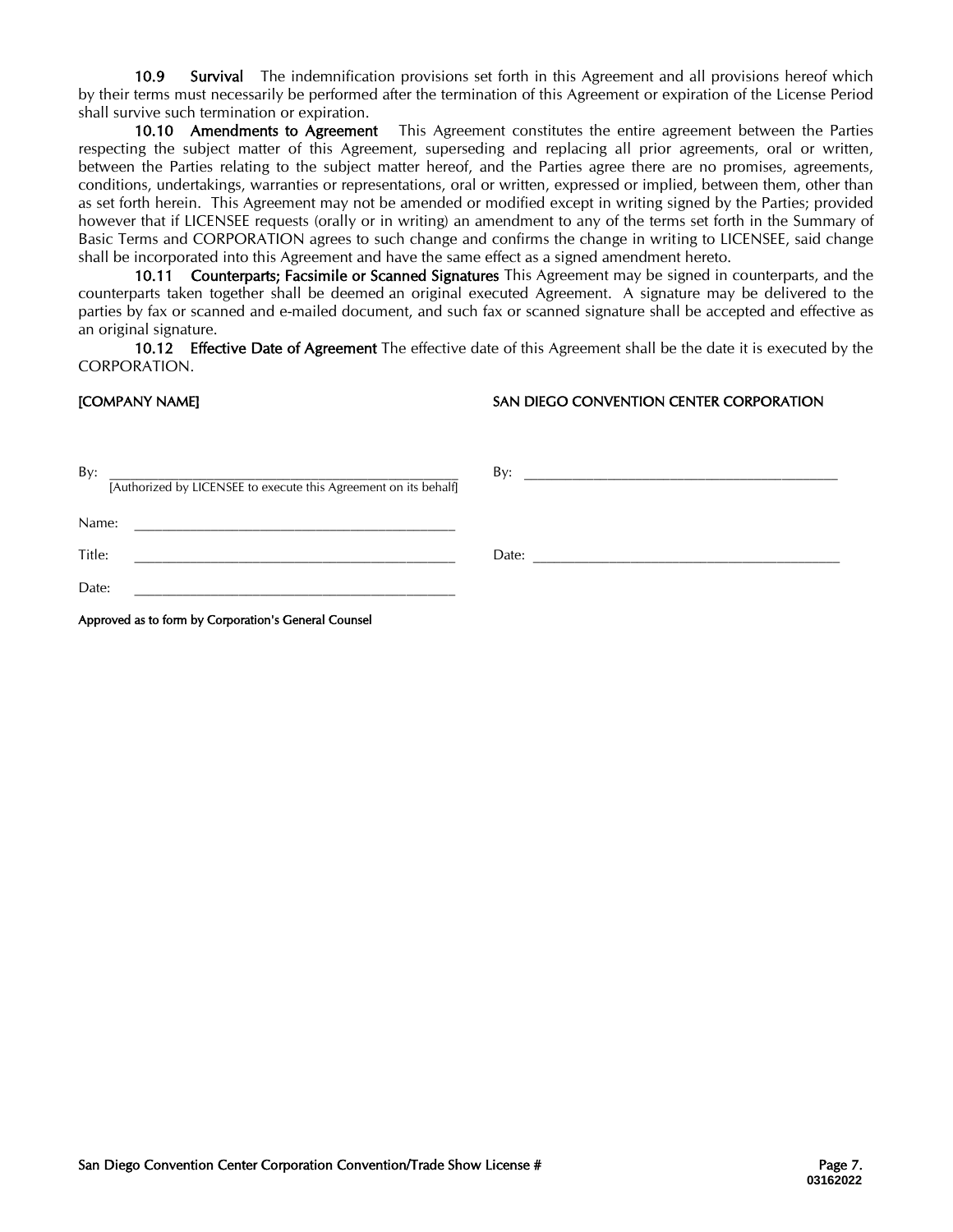**10.9 Survival** The indemnification provisions set forth in this Agreement and all provisions hereof which by their terms must necessarily be performed after the termination of this Agreement or expiration of the License Period shall survive such termination or expiration.

**10.10 Amendments to Agreement** This Agreement constitutes the entire agreement between the Parties respecting the subject matter of this Agreement, superseding and replacing all prior agreements, oral or written, between the Parties relating to the subject matter hereof, and the Parties agree there are no promises, agreements, conditions, undertakings, warranties or representations, oral or written, expressed or implied, between them, other than as set forth herein. This Agreement may not be amended or modified except in writing signed by the Parties; provided however that if LICENSEE requests (orally or in writing) an amendment to any of the terms set forth in the Summary of Basic Terms and CORPORATION agrees to such change and confirms the change in writing to LICENSEE, said change shall be incorporated into this Agreement and have the same effect as a signed amendment hereto.

**10.11 Counterparts; Facsimile or Scanned Signatures** This Agreement may be signed in counterparts, and the counterparts taken together shall be deemed an original executed Agreement. A signature may be delivered to the parties by fax or scanned and e-mailed document, and such fax or scanned signature shall be accepted and effective as an original signature.

**10.12 Effective Date of Agreement** The effective date of this Agreement shall be the date it is executed by the CORPORATION.

| [COMPANY NAME] | SAN DIEGO CONVENTION CENTER CORPORATION |
|---|---|
| By: ______________________________ [Authorized by LICENSEE to execute this Agreement on its behalf] | By: ______________________________ |
| Name: ______________________________ | |
| Title: ______________________________ | Date: ______________________________ |
| Date: ______________________________ | |

Approved as to form by Corporation's General Counsel